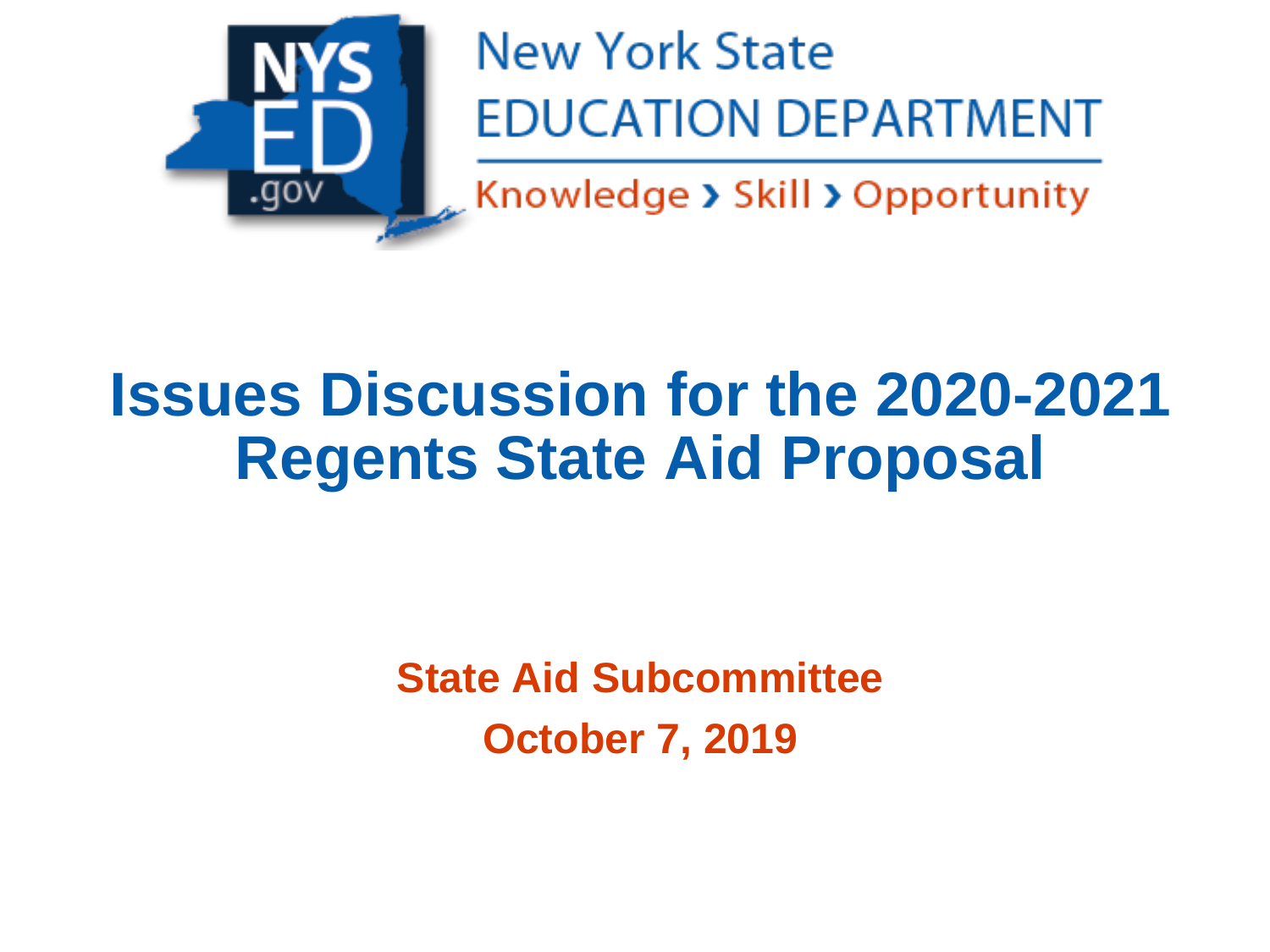New York State
EDUCATION DEPARTMENT
Knowledge › Skill › Opportunity

# Issues Discussion for the 2020-2021 Regents State Aid Proposal

**State Aid Subcommittee**

**October 7, 2019**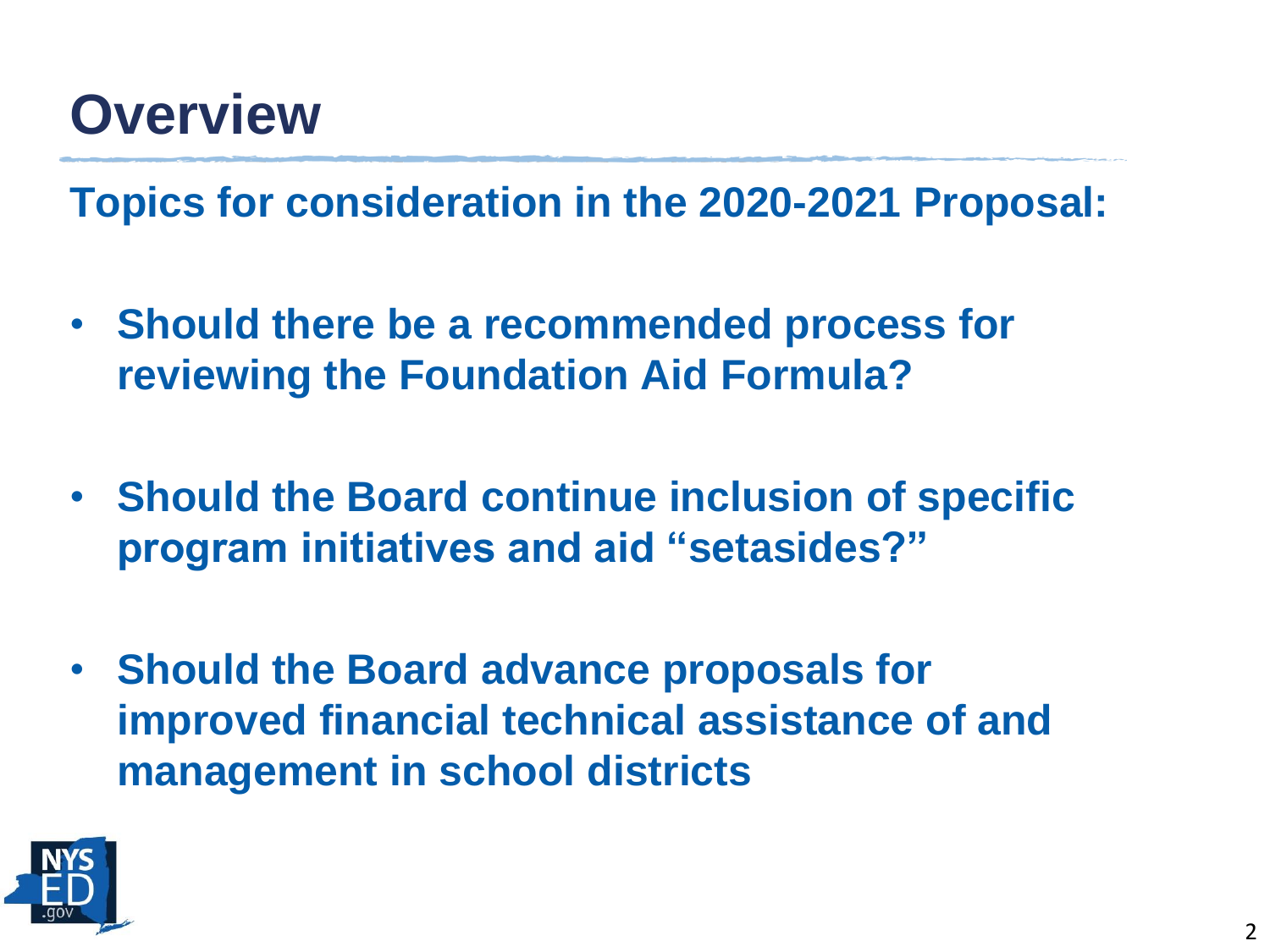# Overview

**Topics for consideration in the 2020-2021 Proposal:**

- **Should there be a recommended process for reviewing the Foundation Aid Formula?**
- **Should the Board continue inclusion of specific program initiatives and aid "setasides?"**
- **Should the Board advance proposals for improved financial technical assistance of and management in school districts**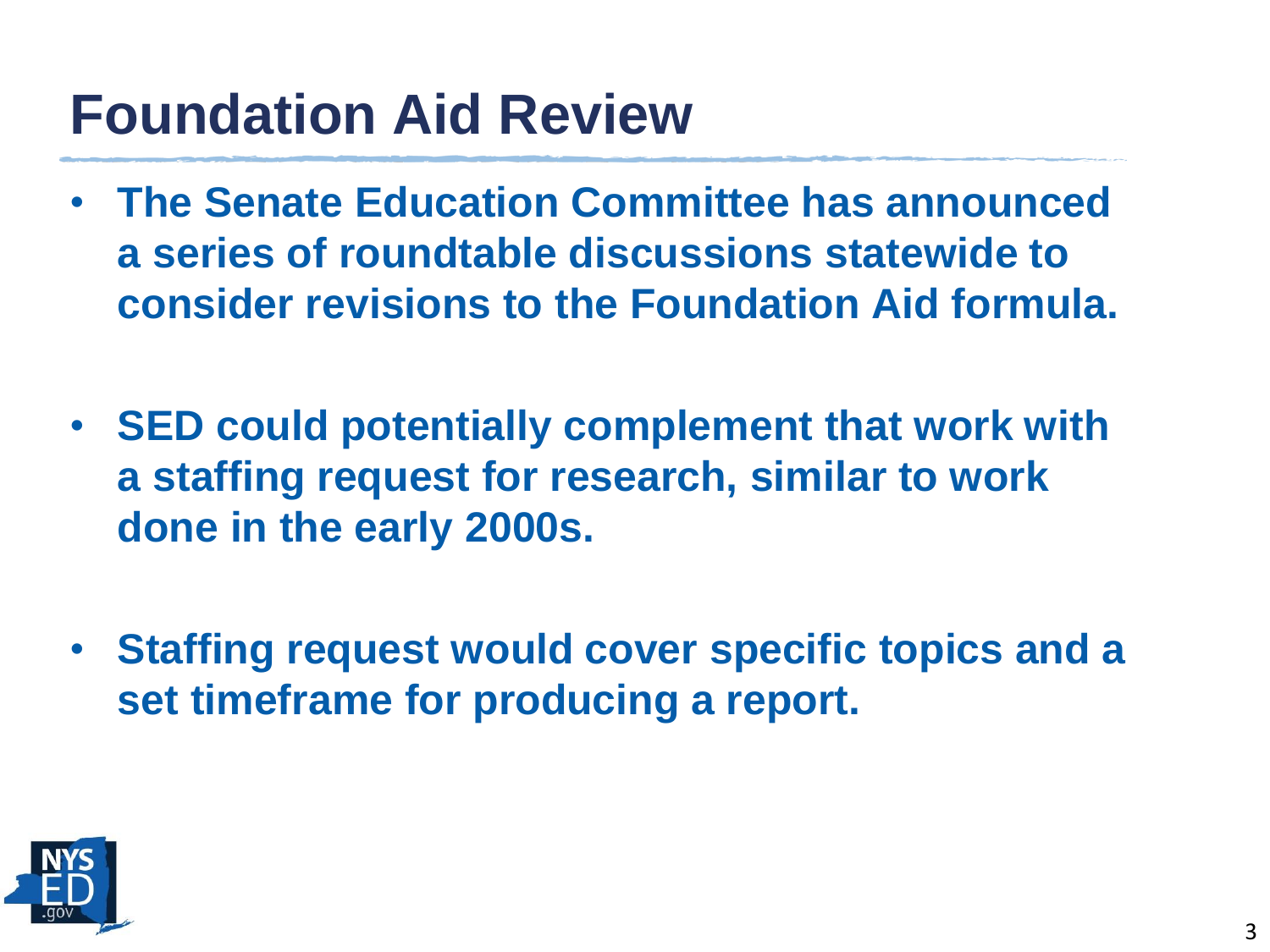# Foundation Aid Review

- **The Senate Education Committee has announced a series of roundtable discussions statewide to consider revisions to the Foundation Aid formula.**

- **SED could potentially complement that work with a staffing request for research, similar to work done in the early 2000s.**

- **Staffing request would cover specific topics and a set timeframe for producing a report.**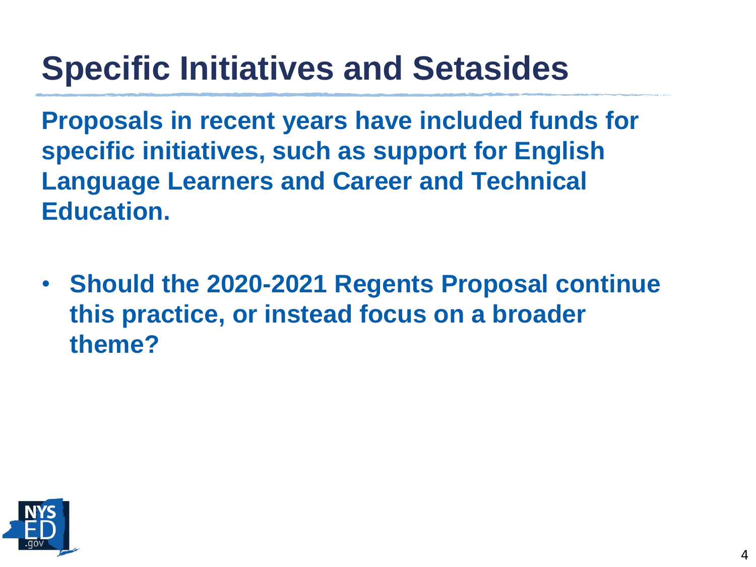# Specific Initiatives and Setasides

**Proposals in recent years have included funds for specific initiatives, such as support for English Language Learners and Career and Technical Education.**

- **Should the 2020-2021 Regents Proposal continue this practice, or instead focus on a broader theme?**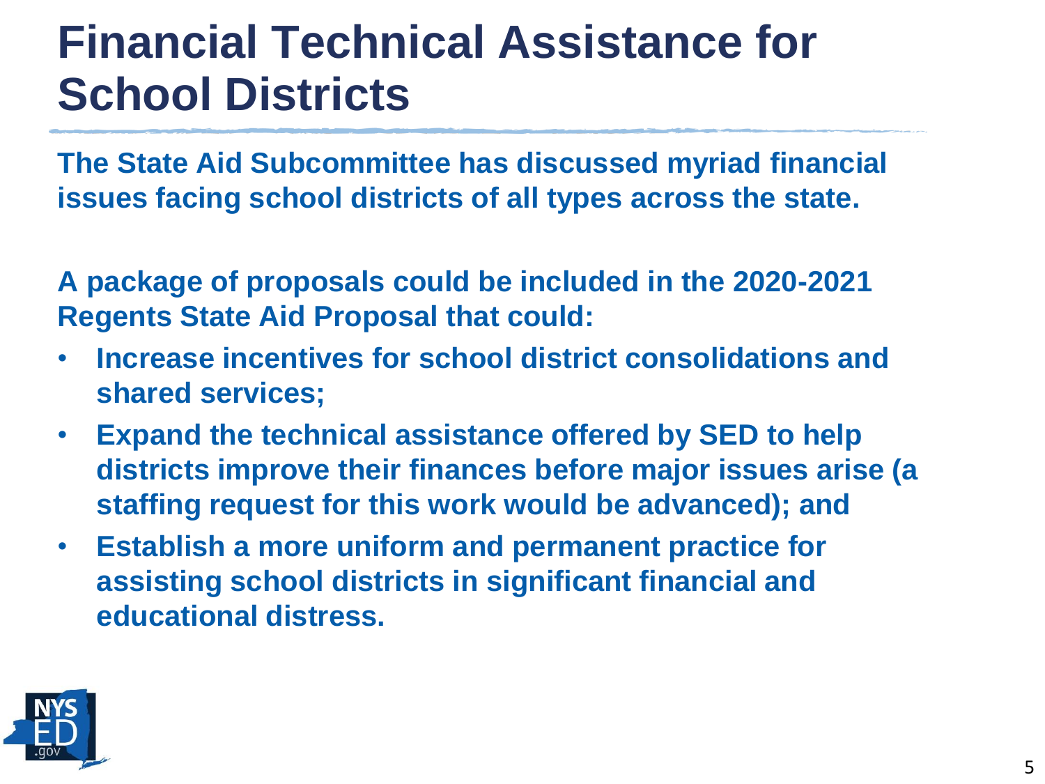# Financial Technical Assistance for School Districts

**The State Aid Subcommittee has discussed myriad financial issues facing school districts of all types across the state.**

**A package of proposals could be included in the 2020-2021 Regents State Aid Proposal that could:**

- **Increase incentives for school district consolidations and shared services;**
- **Expand the technical assistance offered by SED to help districts improve their finances before major issues arise (a staffing request for this work would be advanced); and**
- **Establish a more uniform and permanent practice for assisting school districts in significant financial and educational distress.**